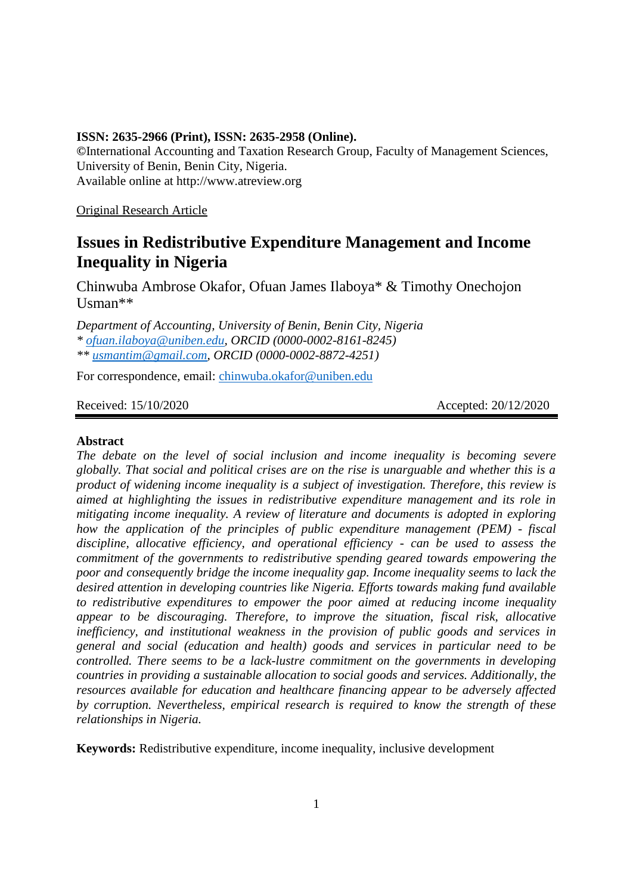**ISSN: 2635-2966 (Print), ISSN: 2635-2958 (Online).**
©International Accounting and Taxation Research Group, Faculty of Management Sciences, University of Benin, Benin City, Nigeria.
Available online at http://www.atreview.org

Original Research Article

# Issues in Redistributive Expenditure Management and Income Inequality in Nigeria

Chinwuba Ambrose Okafor, Ofuan James Ilaboya* & Timothy Onechojon Usman**

*Department of Accounting, University of Benin, Benin City, Nigeria*
*\* ofuan.ilaboya@uniben.edu, ORCID (0000-0002-8161-8245)*
*\*\* usmantim@gmail.com, ORCID (0000-0002-8872-4251)*

For correspondence, email: chinwuba.okafor@uniben.edu

Received: 15/10/2020 Accepted: 20/12/2020

## Abstract

*The debate on the level of social inclusion and income inequality is becoming severe globally. That social and political crises are on the rise is unarguable and whether this is a product of widening income inequality is a subject of investigation. Therefore, this review is aimed at highlighting the issues in redistributive expenditure management and its role in mitigating income inequality. A review of literature and documents is adopted in exploring how the application of the principles of public expenditure management (PEM) - fiscal discipline, allocative efficiency, and operational efficiency - can be used to assess the commitment of the governments to redistributive spending geared towards empowering the poor and consequently bridge the income inequality gap. Income inequality seems to lack the desired attention in developing countries like Nigeria. Efforts towards making fund available to redistributive expenditures to empower the poor aimed at reducing income inequality appear to be discouraging. Therefore, to improve the situation, fiscal risk, allocative inefficiency, and institutional weakness in the provision of public goods and services in general and social (education and health) goods and services in particular need to be controlled. There seems to be a lack-lustre commitment on the governments in developing countries in providing a sustainable allocation to social goods and services. Additionally, the resources available for education and healthcare financing appear to be adversely affected by corruption. Nevertheless, empirical research is required to know the strength of these relationships in Nigeria.*

**Keywords:** Redistributive expenditure, income inequality, inclusive development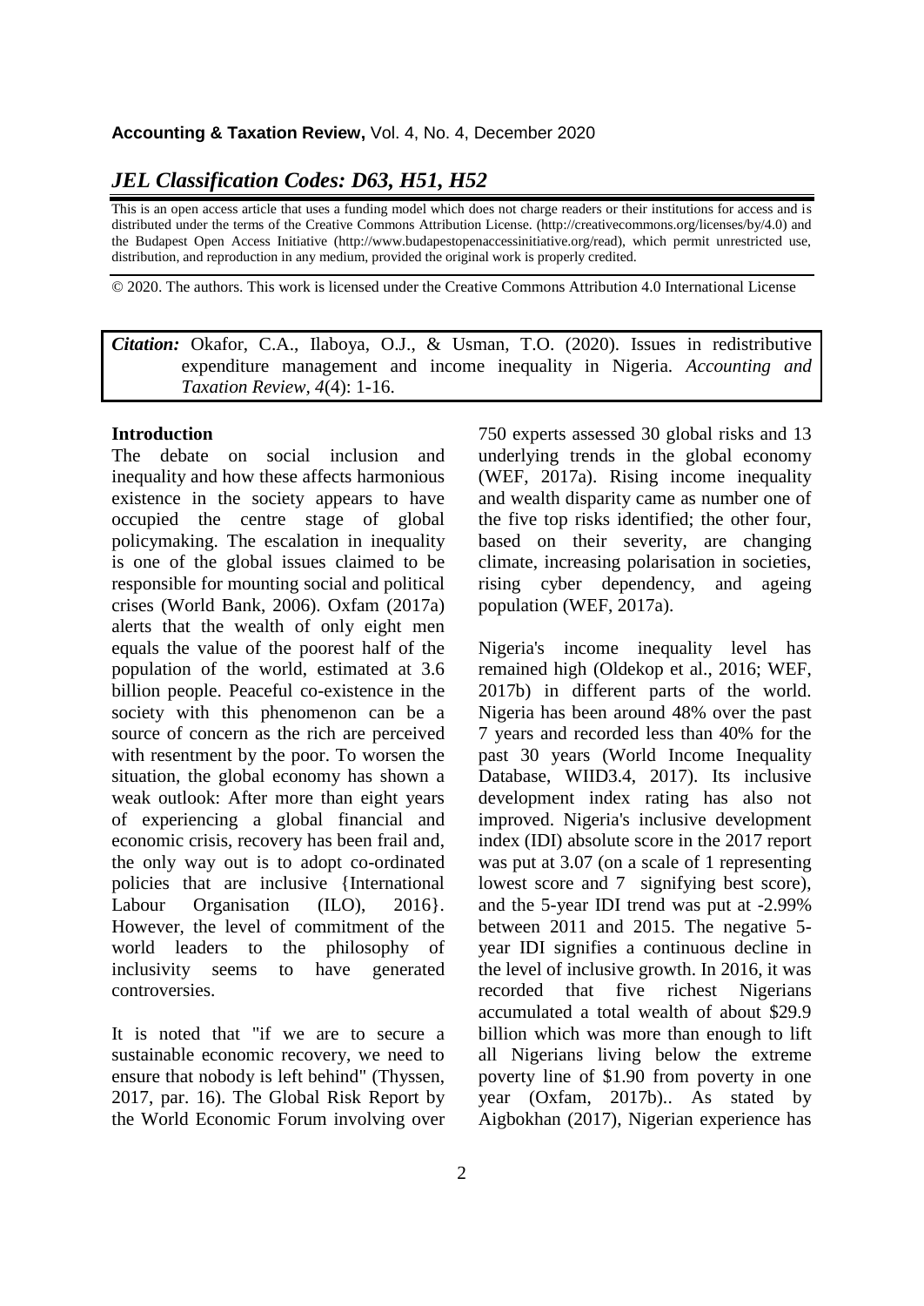*JEL Classification Codes: D63, H51, H52*

This is an open access article that uses a funding model which does not charge readers or their institutions for access and is distributed under the terms of the Creative Commons Attribution License. (http://creativecommons.org/licenses/by/4.0) and the Budapest Open Access Initiative (http://www.budapestopenaccessinitiative.org/read), which permit unrestricted use, distribution, and reproduction in any medium, provided the original work is properly credited.

© 2020. The authors. This work is licensed under the Creative Commons Attribution 4.0 International License

***Citation:*** Okafor, C.A., Ilaboya, O.J., & Usman, T.O. (2020). Issues in redistributive expenditure management and income inequality in Nigeria. *Accounting and Taxation Review*, *4*(4): 1-16.

**Introduction**

The debate on social inclusion and inequality and how these affects harmonious existence in the society appears to have occupied the centre stage of global policymaking. The escalation in inequality is one of the global issues claimed to be responsible for mounting social and political crises (World Bank, 2006). Oxfam (2017a) alerts that the wealth of only eight men equals the value of the poorest half of the population of the world, estimated at 3.6 billion people. Peaceful co-existence in the society with this phenomenon can be a source of concern as the rich are perceived with resentment by the poor. To worsen the situation, the global economy has shown a weak outlook: After more than eight years of experiencing a global financial and economic crisis, recovery has been frail and, the only way out is to adopt co-ordinated policies that are inclusive {International Labour Organisation (ILO), 2016}. However, the level of commitment of the world leaders to the philosophy of inclusivity seems to have generated controversies.

It is noted that "if we are to secure a sustainable economic recovery, we need to ensure that nobody is left behind" (Thyssen, 2017, par. 16). The Global Risk Report by the World Economic Forum involving over 750 experts assessed 30 global risks and 13 underlying trends in the global economy (WEF, 2017a). Rising income inequality and wealth disparity came as number one of the five top risks identified; the other four, based on their severity, are changing climate, increasing polarisation in societies, rising cyber dependency, and ageing population (WEF, 2017a).

Nigeria's income inequality level has remained high (Oldekop et al., 2016; WEF, 2017b) in different parts of the world. Nigeria has been around 48% over the past 7 years and recorded less than 40% for the past 30 years (World Income Inequality Database, WIID3.4, 2017). Its inclusive development index rating has also not improved. Nigeria's inclusive development index (IDI) absolute score in the 2017 report was put at 3.07 (on a scale of 1 representing lowest score and 7 signifying best score), and the 5-year IDI trend was put at -2.99% between 2011 and 2015. The negative 5-year IDI signifies a continuous decline in the level of inclusive growth. In 2016, it was recorded that five richest Nigerians accumulated a total wealth of about $29.9 billion which was more than enough to lift all Nigerians living below the extreme poverty line of $1.90 from poverty in one year (Oxfam, 2017b).. As stated by Aigbokhan (2017), Nigerian experience has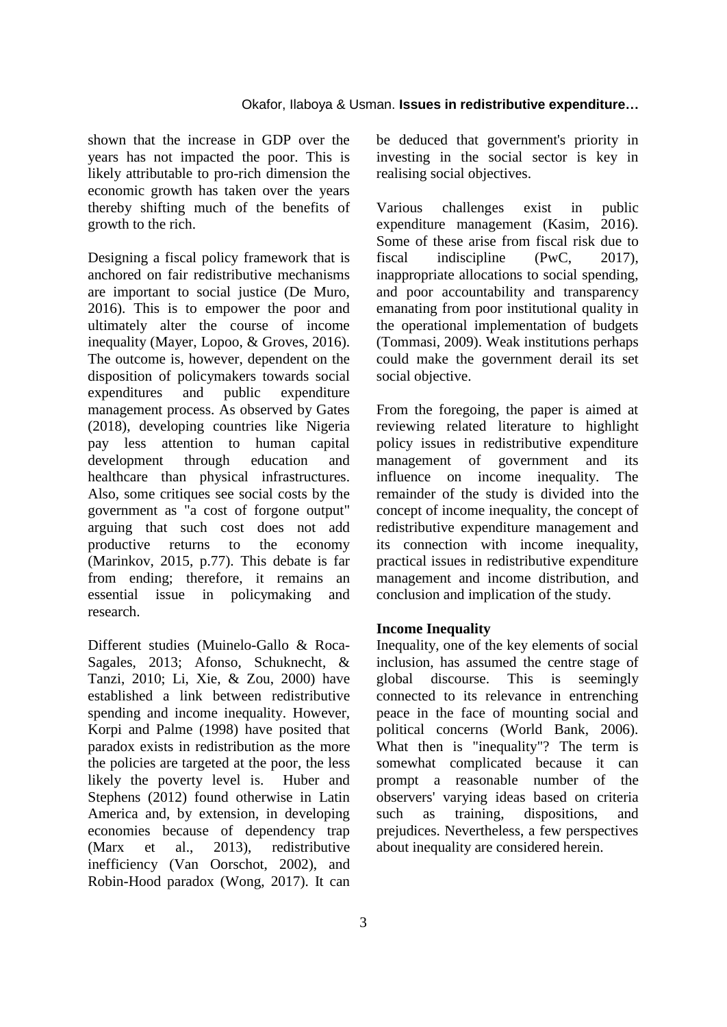shown that the increase in GDP over the years has not impacted the poor. This is likely attributable to pro-rich dimension the economic growth has taken over the years thereby shifting much of the benefits of growth to the rich.

Designing a fiscal policy framework that is anchored on fair redistributive mechanisms are important to social justice (De Muro, 2016). This is to empower the poor and ultimately alter the course of income inequality (Mayer, Lopoo, & Groves, 2016). The outcome is, however, dependent on the disposition of policymakers towards social expenditures and public expenditure management process. As observed by Gates (2018), developing countries like Nigeria pay less attention to human capital development through education and healthcare than physical infrastructures. Also, some critiques see social costs by the government as "a cost of forgone output" arguing that such cost does not add productive returns to the economy (Marinkov, 2015, p.77). This debate is far from ending; therefore, it remains an essential issue in policymaking and research.

Different studies (Muinelo-Gallo & Roca-Sagales, 2013; Afonso, Schuknecht, & Tanzi, 2010; Li, Xie, & Zou, 2000) have established a link between redistributive spending and income inequality. However, Korpi and Palme (1998) have posited that paradox exists in redistribution as the more the policies are targeted at the poor, the less likely the poverty level is. Huber and Stephens (2012) found otherwise in Latin America and, by extension, in developing economies because of dependency trap (Marx et al., 2013), redistributive inefficiency (Van Oorschot, 2002), and Robin-Hood paradox (Wong, 2017). It can be deduced that government's priority in investing in the social sector is key in realising social objectives.

Various challenges exist in public expenditure management (Kasim, 2016). Some of these arise from fiscal risk due to fiscal indiscipline (PwC, 2017), inappropriate allocations to social spending, and poor accountability and transparency emanating from poor institutional quality in the operational implementation of budgets (Tommasi, 2009). Weak institutions perhaps could make the government derail its set social objective.

From the foregoing, the paper is aimed at reviewing related literature to highlight policy issues in redistributive expenditure management of government and its influence on income inequality. The remainder of the study is divided into the concept of income inequality, the concept of redistributive expenditure management and its connection with income inequality, practical issues in redistributive expenditure management and income distribution, and conclusion and implication of the study.

## Income Inequality

Inequality, one of the key elements of social inclusion, has assumed the centre stage of global discourse. This is seemingly connected to its relevance in entrenching peace in the face of mounting social and political concerns (World Bank, 2006). What then is "inequality"? The term is somewhat complicated because it can prompt a reasonable number of the observers' varying ideas based on criteria such as training, dispositions, and prejudices. Nevertheless, a few perspectives about inequality are considered herein.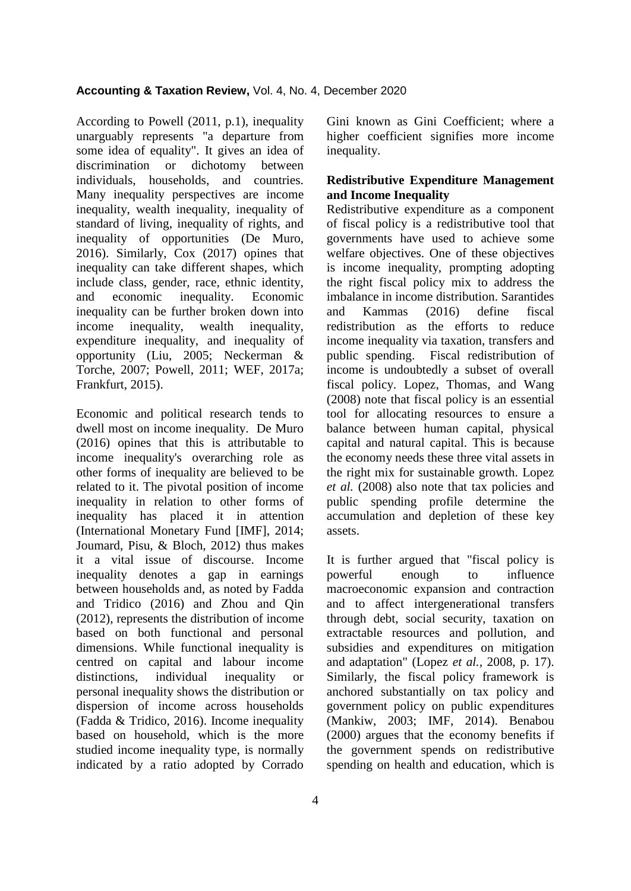According to Powell (2011, p.1), inequality unarguably represents "a departure from some idea of equality". It gives an idea of discrimination or dichotomy between individuals, households, and countries. Many inequality perspectives are income inequality, wealth inequality, inequality of standard of living, inequality of rights, and inequality of opportunities (De Muro, 2016). Similarly, Cox (2017) opines that inequality can take different shapes, which include class, gender, race, ethnic identity, and economic inequality. Economic inequality can be further broken down into income inequality, wealth inequality, expenditure inequality, and inequality of opportunity (Liu, 2005; Neckerman & Torche, 2007; Powell, 2011; WEF, 2017a; Frankfurt, 2015).

Economic and political research tends to dwell most on income inequality. De Muro (2016) opines that this is attributable to income inequality's overarching role as other forms of inequality are believed to be related to it. The pivotal position of income inequality in relation to other forms of inequality has placed it in attention (International Monetary Fund [IMF], 2014; Joumard, Pisu, & Bloch, 2012) thus makes it a vital issue of discourse. Income inequality denotes a gap in earnings between households and, as noted by Fadda and Tridico (2016) and Zhou and Qin (2012), represents the distribution of income based on both functional and personal dimensions. While functional inequality is centred on capital and labour income distinctions, individual inequality or personal inequality shows the distribution or dispersion of income across households (Fadda & Tridico, 2016). Income inequality based on household, which is the more studied income inequality type, is normally indicated by a ratio adopted by Corrado Gini known as Gini Coefficient; where a higher coefficient signifies more income inequality.

## Redistributive Expenditure Management and Income Inequality

Redistributive expenditure as a component of fiscal policy is a redistributive tool that governments have used to achieve some welfare objectives. One of these objectives is income inequality, prompting adopting the right fiscal policy mix to address the imbalance in income distribution. Sarantides and Kammas (2016) define fiscal redistribution as the efforts to reduce income inequality via taxation, transfers and public spending. Fiscal redistribution of income is undoubtedly a subset of overall fiscal policy. Lopez, Thomas, and Wang (2008) note that fiscal policy is an essential tool for allocating resources to ensure a balance between human capital, physical capital and natural capital. This is because the economy needs these three vital assets in the right mix for sustainable growth. Lopez *et al.* (2008) also note that tax policies and public spending profile determine the accumulation and depletion of these key assets.

It is further argued that "fiscal policy is powerful enough to influence macroeconomic expansion and contraction and to affect intergenerational transfers through debt, social security, taxation on extractable resources and pollution, and subsidies and expenditures on mitigation and adaptation" (Lopez *et al.*, 2008, p. 17). Similarly, the fiscal policy framework is anchored substantially on tax policy and government policy on public expenditures (Mankiw, 2003; IMF, 2014). Benabou (2000) argues that the economy benefits if the government spends on redistributive spending on health and education, which is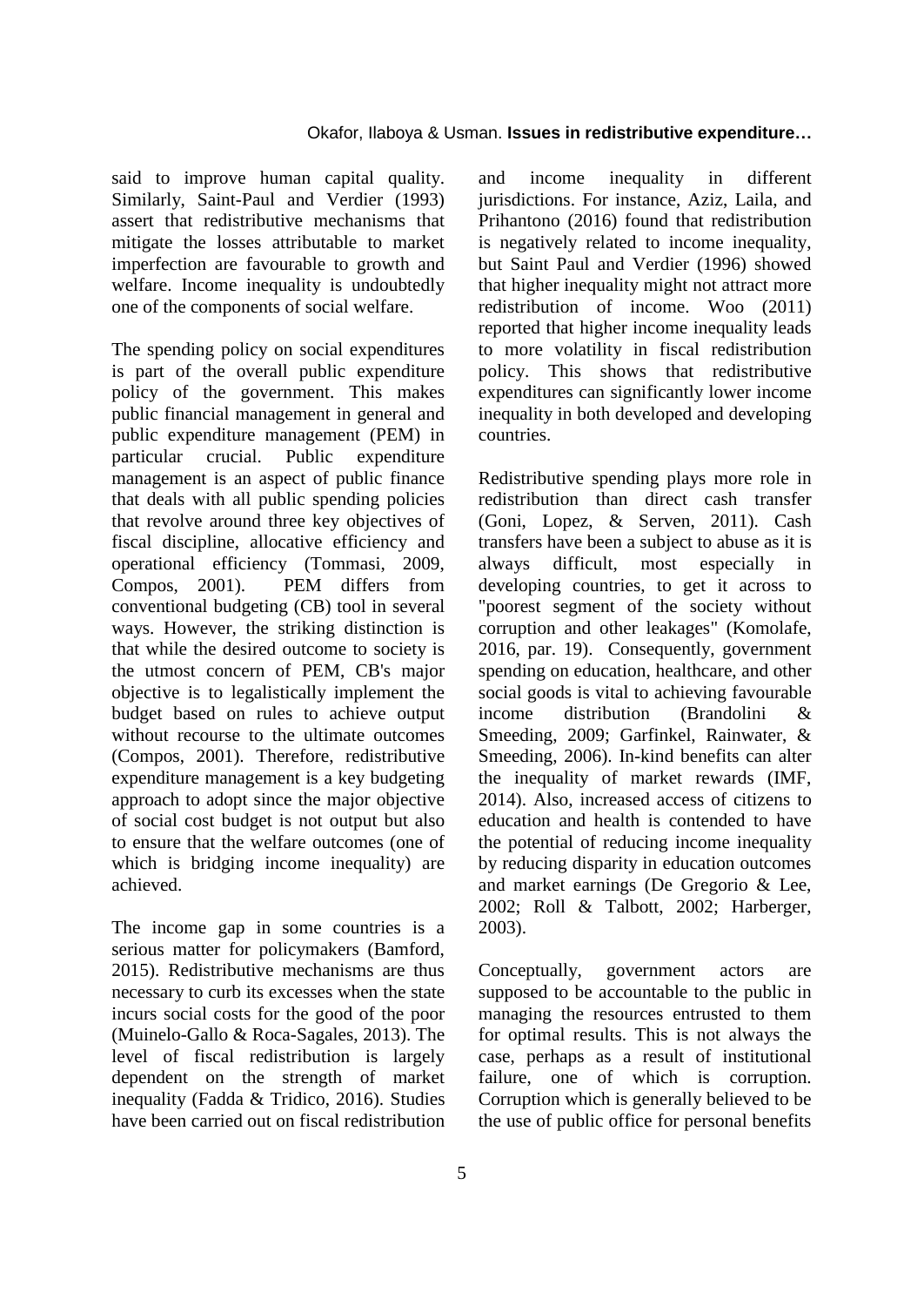said to improve human capital quality. Similarly, Saint-Paul and Verdier (1993) assert that redistributive mechanisms that mitigate the losses attributable to market imperfection are favourable to growth and welfare. Income inequality is undoubtedly one of the components of social welfare.

The spending policy on social expenditures is part of the overall public expenditure policy of the government. This makes public financial management in general and public expenditure management (PEM) in particular crucial. Public expenditure management is an aspect of public finance that deals with all public spending policies that revolve around three key objectives of fiscal discipline, allocative efficiency and operational efficiency (Tommasi, 2009, Compos, 2001). PEM differs from conventional budgeting (CB) tool in several ways. However, the striking distinction is that while the desired outcome to society is the utmost concern of PEM, CB's major objective is to legalistically implement the budget based on rules to achieve output without recourse to the ultimate outcomes (Compos, 2001). Therefore, redistributive expenditure management is a key budgeting approach to adopt since the major objective of social cost budget is not output but also to ensure that the welfare outcomes (one of which is bridging income inequality) are achieved.

The income gap in some countries is a serious matter for policymakers (Bamford, 2015). Redistributive mechanisms are thus necessary to curb its excesses when the state incurs social costs for the good of the poor (Muinelo-Gallo & Roca-Sagales, 2013). The level of fiscal redistribution is largely dependent on the strength of market inequality (Fadda & Tridico, 2016). Studies have been carried out on fiscal redistribution and income inequality in different jurisdictions. For instance, Aziz, Laila, and Prihantono (2016) found that redistribution is negatively related to income inequality, but Saint Paul and Verdier (1996) showed that higher inequality might not attract more redistribution of income. Woo (2011) reported that higher income inequality leads to more volatility in fiscal redistribution policy. This shows that redistributive expenditures can significantly lower income inequality in both developed and developing countries.

Redistributive spending plays more role in redistribution than direct cash transfer (Goni, Lopez, & Serven, 2011). Cash transfers have been a subject to abuse as it is always difficult, most especially in developing countries, to get it across to "poorest segment of the society without corruption and other leakages" (Komolafe, 2016, par. 19). Consequently, government spending on education, healthcare, and other social goods is vital to achieving favourable income distribution (Brandolini & Smeeding, 2009; Garfinkel, Rainwater, & Smeeding, 2006). In-kind benefits can alter the inequality of market rewards (IMF, 2014). Also, increased access of citizens to education and health is contended to have the potential of reducing income inequality by reducing disparity in education outcomes and market earnings (De Gregorio & Lee, 2002; Roll & Talbott, 2002; Harberger, 2003).

Conceptually, government actors are supposed to be accountable to the public in managing the resources entrusted to them for optimal results. This is not always the case, perhaps as a result of institutional failure, one of which is corruption. Corruption which is generally believed to be the use of public office for personal benefits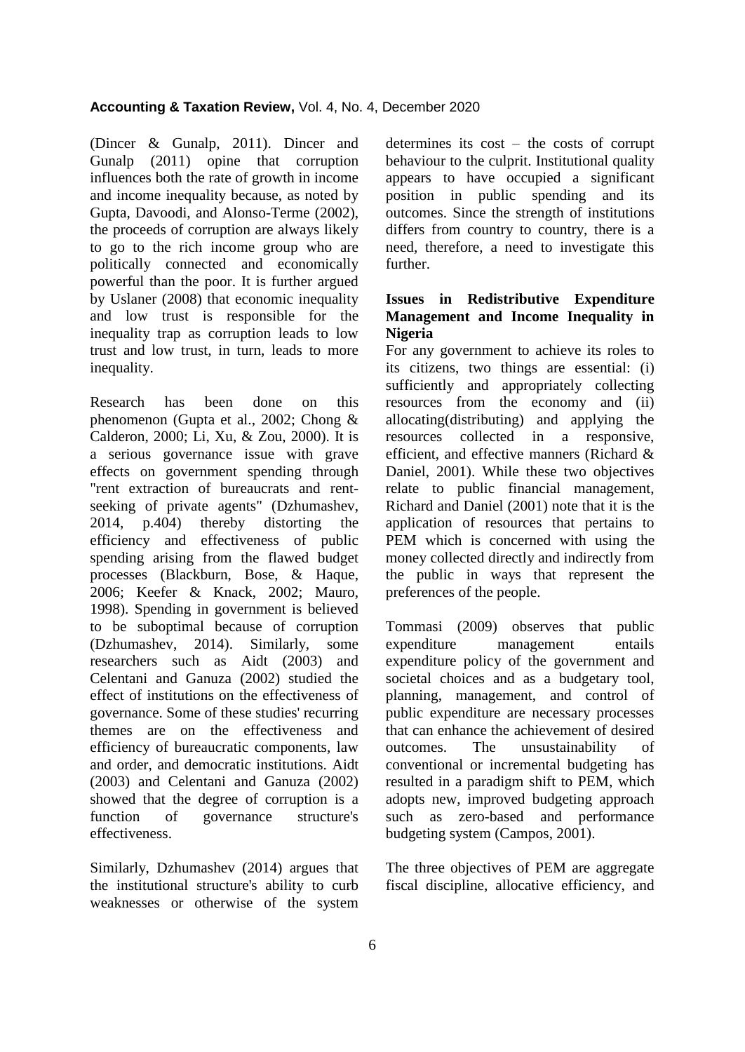(Dincer & Gunalp, 2011). Dincer and Gunalp (2011) opine that corruption influences both the rate of growth in income and income inequality because, as noted by Gupta, Davoodi, and Alonso-Terme (2002), the proceeds of corruption are always likely to go to the rich income group who are politically connected and economically powerful than the poor. It is further argued by Uslaner (2008) that economic inequality and low trust is responsible for the inequality trap as corruption leads to low trust and low trust, in turn, leads to more inequality.

Research has been done on this phenomenon (Gupta et al., 2002; Chong & Calderon, 2000; Li, Xu, & Zou, 2000). It is a serious governance issue with grave effects on government spending through "rent extraction of bureaucrats and rent-seeking of private agents" (Dzhumashev, 2014, p.404) thereby distorting the efficiency and effectiveness of public spending arising from the flawed budget processes (Blackburn, Bose, & Haque, 2006; Keefer & Knack, 2002; Mauro, 1998). Spending in government is believed to be suboptimal because of corruption (Dzhumashev, 2014). Similarly, some researchers such as Aidt (2003) and Celentani and Ganuza (2002) studied the effect of institutions on the effectiveness of governance. Some of these studies' recurring themes are on the effectiveness and efficiency of bureaucratic components, law and order, and democratic institutions. Aidt (2003) and Celentani and Ganuza (2002) showed that the degree of corruption is a function of governance structure's effectiveness.

Similarly, Dzhumashev (2014) argues that the institutional structure's ability to curb weaknesses or otherwise of the system determines its cost – the costs of corrupt behaviour to the culprit. Institutional quality appears to have occupied a significant position in public spending and its outcomes. Since the strength of institutions differs from country to country, there is a need, therefore, a need to investigate this further.

## Issues in Redistributive Expenditure Management and Income Inequality in Nigeria

For any government to achieve its roles to its citizens, two things are essential: (i) sufficiently and appropriately collecting resources from the economy and (ii) allocating(distributing) and applying the resources collected in a responsive, efficient, and effective manners (Richard & Daniel, 2001). While these two objectives relate to public financial management, Richard and Daniel (2001) note that it is the application of resources that pertains to PEM which is concerned with using the money collected directly and indirectly from the public in ways that represent the preferences of the people.

Tommasi (2009) observes that public expenditure management entails expenditure policy of the government and societal choices and as a budgetary tool, planning, management, and control of public expenditure are necessary processes that can enhance the achievement of desired outcomes. The unsustainability of conventional or incremental budgeting has resulted in a paradigm shift to PEM, which adopts new, improved budgeting approach such as zero-based and performance budgeting system (Campos, 2001).

The three objectives of PEM are aggregate fiscal discipline, allocative efficiency, and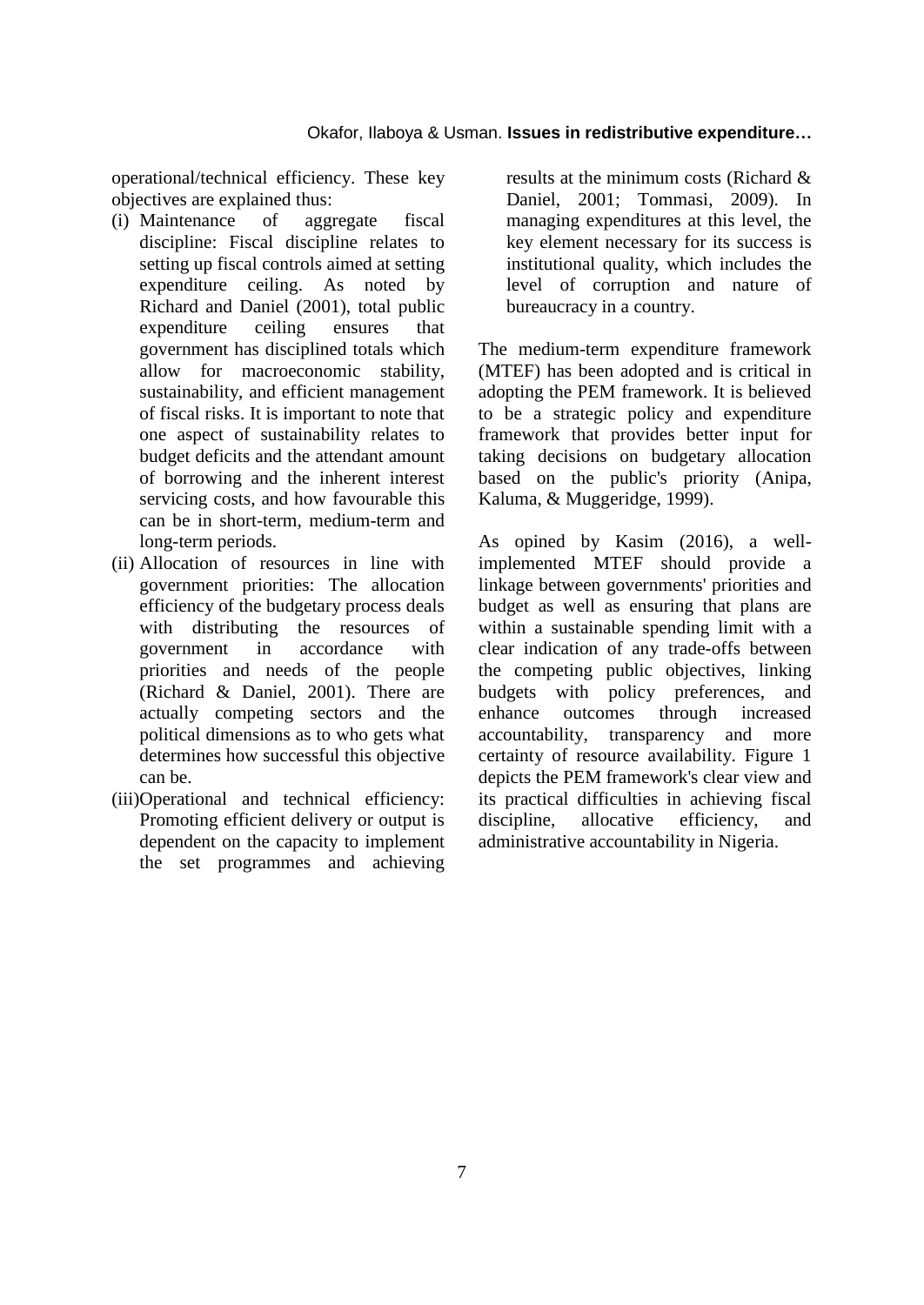operational/technical efficiency. These key objectives are explained thus:

(i) Maintenance of aggregate fiscal discipline: Fiscal discipline relates to setting up fiscal controls aimed at setting expenditure ceiling. As noted by Richard and Daniel (2001), total public expenditure ceiling ensures that government has disciplined totals which allow for macroeconomic stability, sustainability, and efficient management of fiscal risks. It is important to note that one aspect of sustainability relates to budget deficits and the attendant amount of borrowing and the inherent interest servicing costs, and how favourable this can be in short-term, medium-term and long-term periods.

(ii) Allocation of resources in line with government priorities: The allocation efficiency of the budgetary process deals with distributing the resources of government in accordance with priorities and needs of the people (Richard & Daniel, 2001). There are actually competing sectors and the political dimensions as to who gets what determines how successful this objective can be.

(iii) Operational and technical efficiency: Promoting efficient delivery or output is dependent on the capacity to implement the set programmes and achieving results at the minimum costs (Richard & Daniel, 2001; Tommasi, 2009). In managing expenditures at this level, the key element necessary for its success is institutional quality, which includes the level of corruption and nature of bureaucracy in a country.

The medium-term expenditure framework (MTEF) has been adopted and is critical in adopting the PEM framework. It is believed to be a strategic policy and expenditure framework that provides better input for taking decisions on budgetary allocation based on the public's priority (Anipa, Kaluma, & Muggeridge, 1999).

As opined by Kasim (2016), a well-implemented MTEF should provide a linkage between governments' priorities and budget as well as ensuring that plans are within a sustainable spending limit with a clear indication of any trade-offs between the competing public objectives, linking budgets with policy preferences, and enhance outcomes through increased accountability, transparency and more certainty of resource availability. Figure 1 depicts the PEM framework's clear view and its practical difficulties in achieving fiscal discipline, allocative efficiency, and administrative accountability in Nigeria.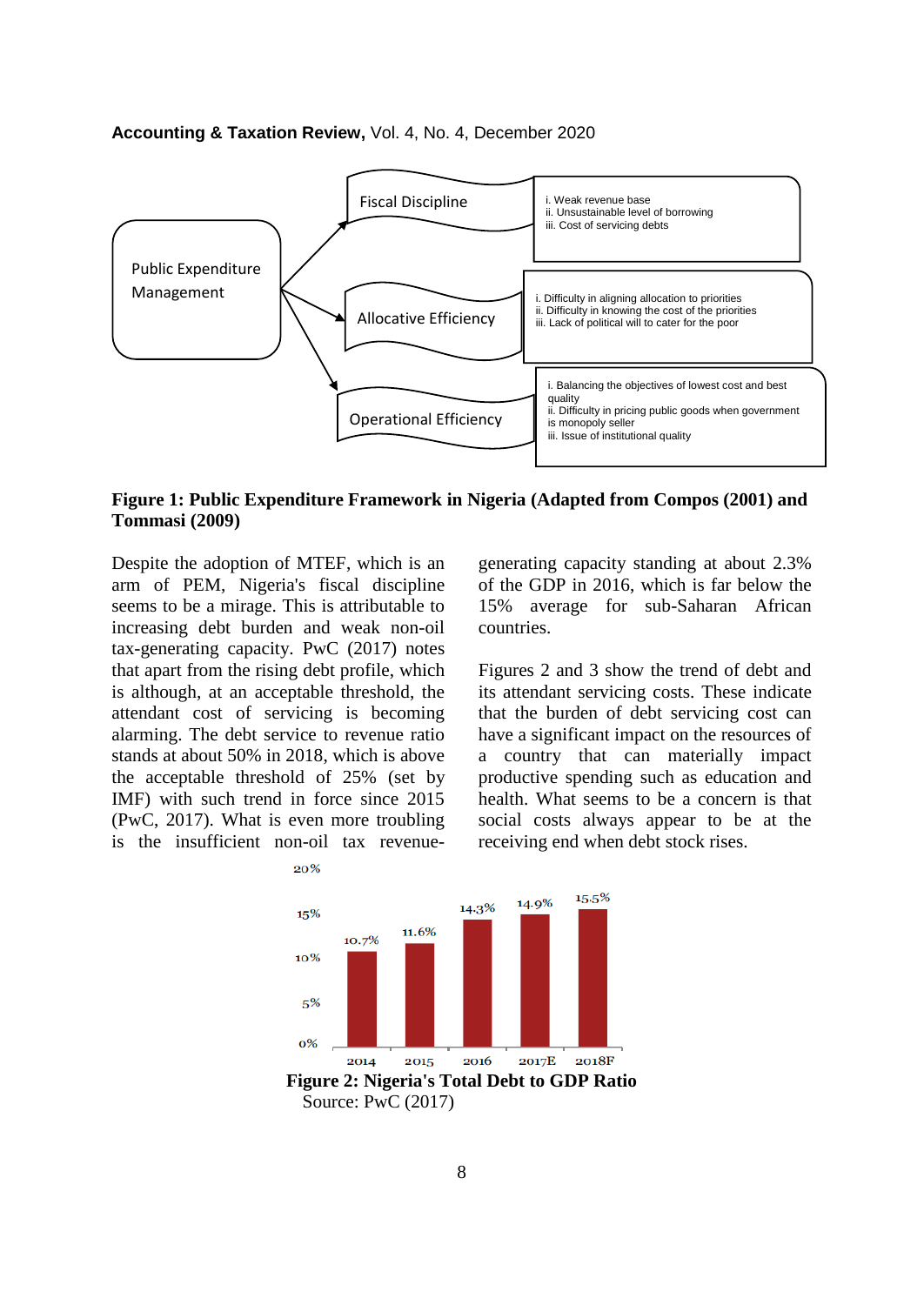Public Expenditure Management

Fiscal Discipline

i. Weak revenue base
ii. Unsustainable level of borrowing
iii. Cost of servicing debts

Allocative Efficiency

i. Difficulty in aligning allocation to priorities
ii. Difficulty in knowing the cost of the priorities
iii. Lack of political will to cater for the poor

Operational Efficiency

i. Balancing the objectives of lowest cost and best quality
ii. Difficulty in pricing public goods when government is monopoly seller
iii. Issue of institutional quality

**Figure 1: Public Expenditure Framework in Nigeria (Adapted from Compos (2001) and Tommasi (2009)**

Despite the adoption of MTEF, which is an arm of PEM, Nigeria's fiscal discipline seems to be a mirage. This is attributable to increasing debt burden and weak non-oil tax-generating capacity. PwC (2017) notes that apart from the rising debt profile, which is although, at an acceptable threshold, the attendant cost of servicing is becoming alarming. The debt service to revenue ratio stands at about 50% in 2018, which is above the acceptable threshold of 25% (set by IMF) with such trend in force since 2015 (PwC, 2017). What is even more troubling is the insufficient non-oil tax revenue-generating capacity standing at about 2.3% of the GDP in 2016, which is far below the 15% average for sub-Saharan African countries.

Figures 2 and 3 show the trend of debt and its attendant servicing costs. These indicate that the burden of debt servicing cost can have a significant impact on the resources of a country that can materially impact productive spending such as education and health. What seems to be a concern is that social costs always appear to be at the receiving end when debt stock rises.

20%
15%
10%
5%
0%

10.7% 11.6% 14.3% 14.9% 15.5%

2014 2015 2016 2017E 2018F

**Figure 2: Nigeria's Total Debt to GDP Ratio**
Source: PwC (2017)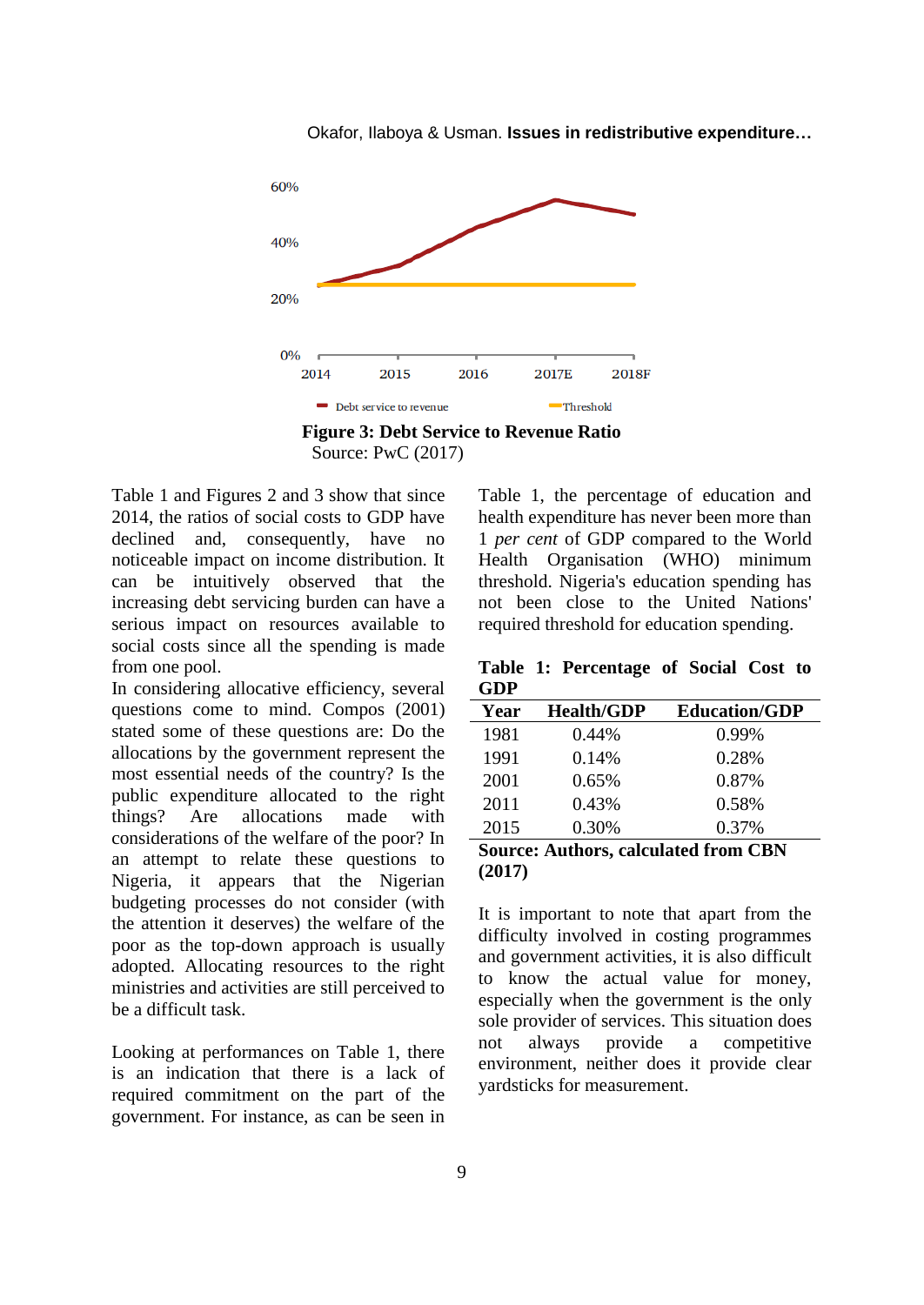60%

40%

20%

0%

2014 2015 2016 2017E 2018F

Debt service to revenue Threshold

**Figure 3: Debt Service to Revenue Ratio**

Source: PwC (2017)

Table 1 and Figures 2 and 3 show that since 2014, the ratios of social costs to GDP have declined and, consequently, have no noticeable impact on income distribution. It can be intuitively observed that the increasing debt servicing burden can have a serious impact on resources available to social costs since all the spending is made from one pool.

In considering allocative efficiency, several questions come to mind. Compos (2001) stated some of these questions are: Do the allocations by the government represent the most essential needs of the country? Is the public expenditure allocated to the right things? Are allocations made with considerations of the welfare of the poor? In an attempt to relate these questions to Nigeria, it appears that the Nigerian budgeting processes do not consider (with the attention it deserves) the welfare of the poor as the top-down approach is usually adopted. Allocating resources to the right ministries and activities are still perceived to be a difficult task.

Looking at performances on Table 1, there is an indication that there is a lack of required commitment on the part of the government. For instance, as can be seen in Table 1, the percentage of education and health expenditure has never been more than 1 *per cent* of GDP compared to the World Health Organisation (WHO) minimum threshold. Nigeria's education spending has not been close to the United Nations' required threshold for education spending.

**Table 1: Percentage of Social Cost to GDP**

| Year | Health/GDP | Education/GDP |
|---|---|---|
| 1981 | 0.44% | 0.99% |
| 1991 | 0.14% | 0.28% |
| 2001 | 0.65% | 0.87% |
| 2011 | 0.43% | 0.58% |
| 2015 | 0.30% | 0.37% |

**Source: Authors, calculated from CBN (2017)**

It is important to note that apart from the difficulty involved in costing programmes and government activities, it is also difficult to know the actual value for money, especially when the government is the only sole provider of services. This situation does not always provide a competitive environment, neither does it provide clear yardsticks for measurement.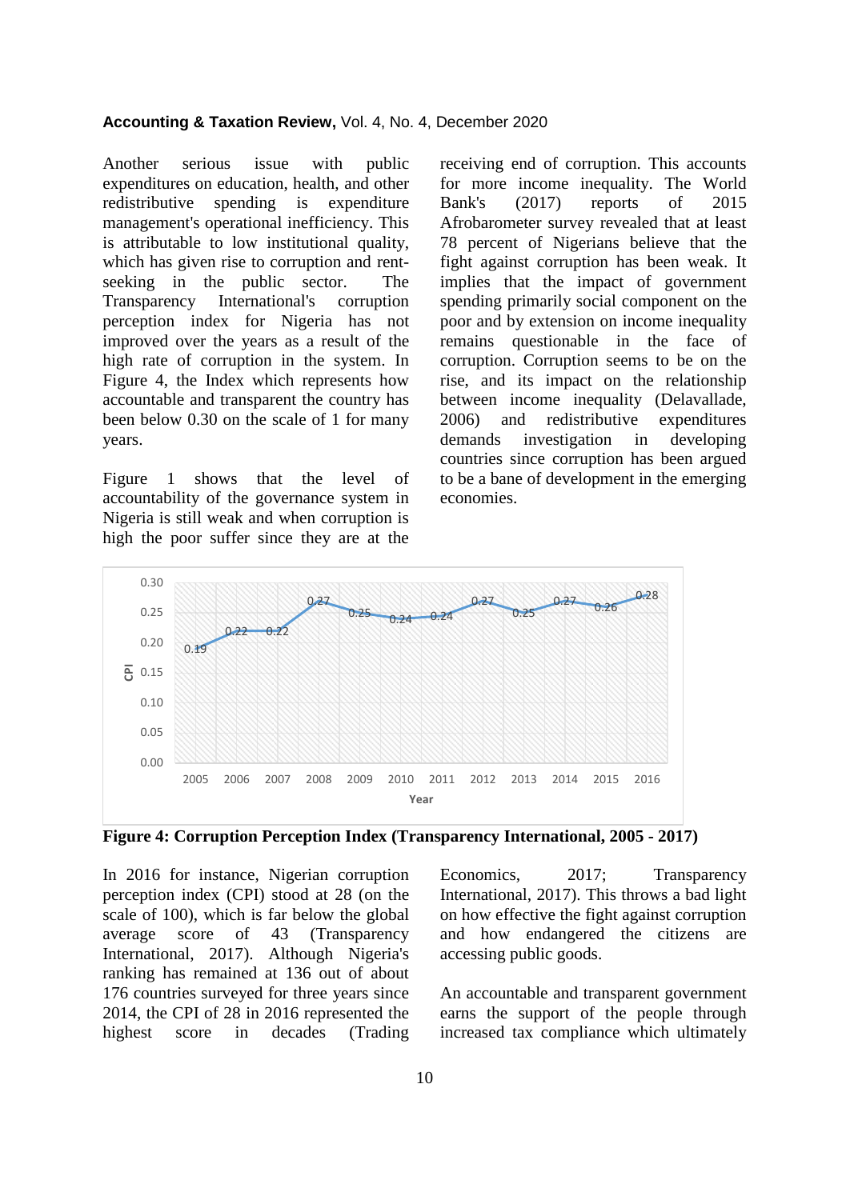Another serious issue with public expenditures on education, health, and other redistributive spending is expenditure management's operational inefficiency. This is attributable to low institutional quality, which has given rise to corruption and rent-seeking in the public sector. The Transparency International's corruption perception index for Nigeria has not improved over the years as a result of the high rate of corruption in the system. In Figure 4, the Index which represents how accountable and transparent the country has been below 0.30 on the scale of 1 for many years.

Figure 1 shows that the level of accountability of the governance system in Nigeria is still weak and when corruption is high the poor suffer since they are at the receiving end of corruption. This accounts for more income inequality. The World Bank's (2017) reports of 2015 Afrobarometer survey revealed that at least 78 percent of Nigerians believe that the fight against corruption has been weak. It implies that the impact of government spending primarily social component on the poor and by extension on income inequality remains questionable in the face of corruption. Corruption seems to be on the rise, and its impact on the relationship between income inequality (Delavallade, 2006) and redistributive expenditures demands investigation in developing countries since corruption has been argued to be a bane of development in the emerging economies.

0.30
0.25
0.20
0.15
0.10
0.05
0.00
CPI
0.19
0.22
0.22
0.27
0.25
0.24
0.24
0.27
0.25
0.27
0.26
0.28
2005 2006 2007 2008 2009 2010 2011 2012 2013 2014 2015 2016
Year

**Figure 4: Corruption Perception Index (Transparency International, 2005 - 2017)**

In 2016 for instance, Nigerian corruption perception index (CPI) stood at 28 (on the scale of 100), which is far below the global average score of 43 (Transparency International, 2017). Although Nigeria's ranking has remained at 136 out of about 176 countries surveyed for three years since 2014, the CPI of 28 in 2016 represented the highest score in decades (Trading Economics, 2017; Transparency International, 2017). This throws a bad light on how effective the fight against corruption and how endangered the citizens are accessing public goods.

An accountable and transparent government earns the support of the people through increased tax compliance which ultimately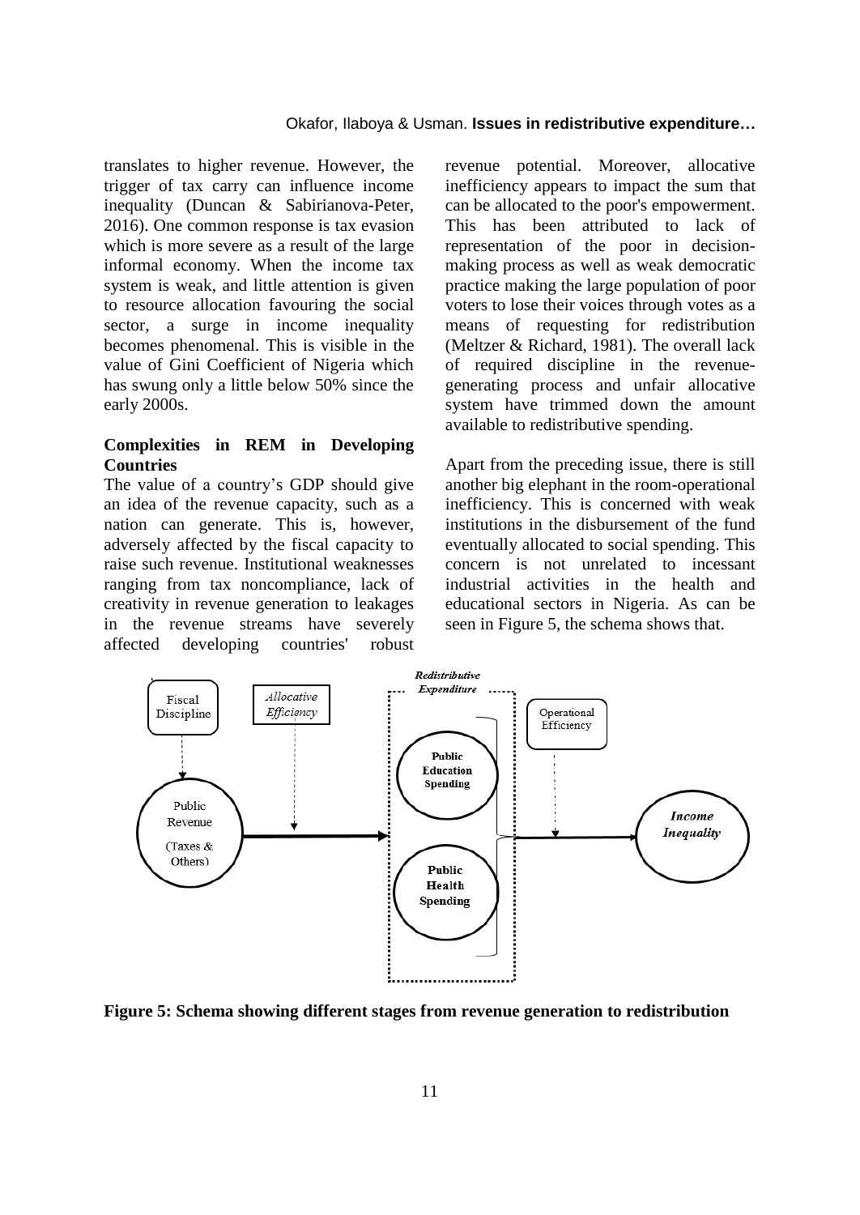translates to higher revenue. However, the trigger of tax carry can influence income inequality (Duncan & Sabirianova-Peter, 2016). One common response is tax evasion which is more severe as a result of the large informal economy. When the income tax system is weak, and little attention is given to resource allocation favouring the social sector, a surge in income inequality becomes phenomenal. This is visible in the value of Gini Coefficient of Nigeria which has swung only a little below 50% since the early 2000s.

**Complexities in REM in Developing Countries**

The value of a country's GDP should give an idea of the revenue capacity, such as a nation can generate. This is, however, adversely affected by the fiscal capacity to raise such revenue. Institutional weaknesses ranging from tax noncompliance, lack of creativity in revenue generation to leakages in the revenue streams have severely affected developing countries' robust revenue potential. Moreover, allocative inefficiency appears to impact the sum that can be allocated to the poor's empowerment. This has been attributed to lack of representation of the poor in decision-making process as well as weak democratic practice making the large population of poor voters to lose their voices through votes as a means of requesting for redistribution (Meltzer & Richard, 1981). The overall lack of required discipline in the revenue-generating process and unfair allocative system have trimmed down the amount available to redistributive spending.

Apart from the preceding issue, there is still another big elephant in the room-operational inefficiency. This is concerned with weak institutions in the disbursement of the fund eventually allocated to social spending. This concern is not unrelated to incessant industrial activities in the health and educational sectors in Nigeria. As can be seen in Figure 5, the schema shows that.

Fiscal Discipline

*Allocative Efficiency*

*Redistributive Expenditure*

Operational Efficiency

Public Revenue (Taxes & Others)

**Public Education Spending**

**Public Health Spending**

***Income Inequality***

**Figure 5: Schema showing different stages from revenue generation to redistribution**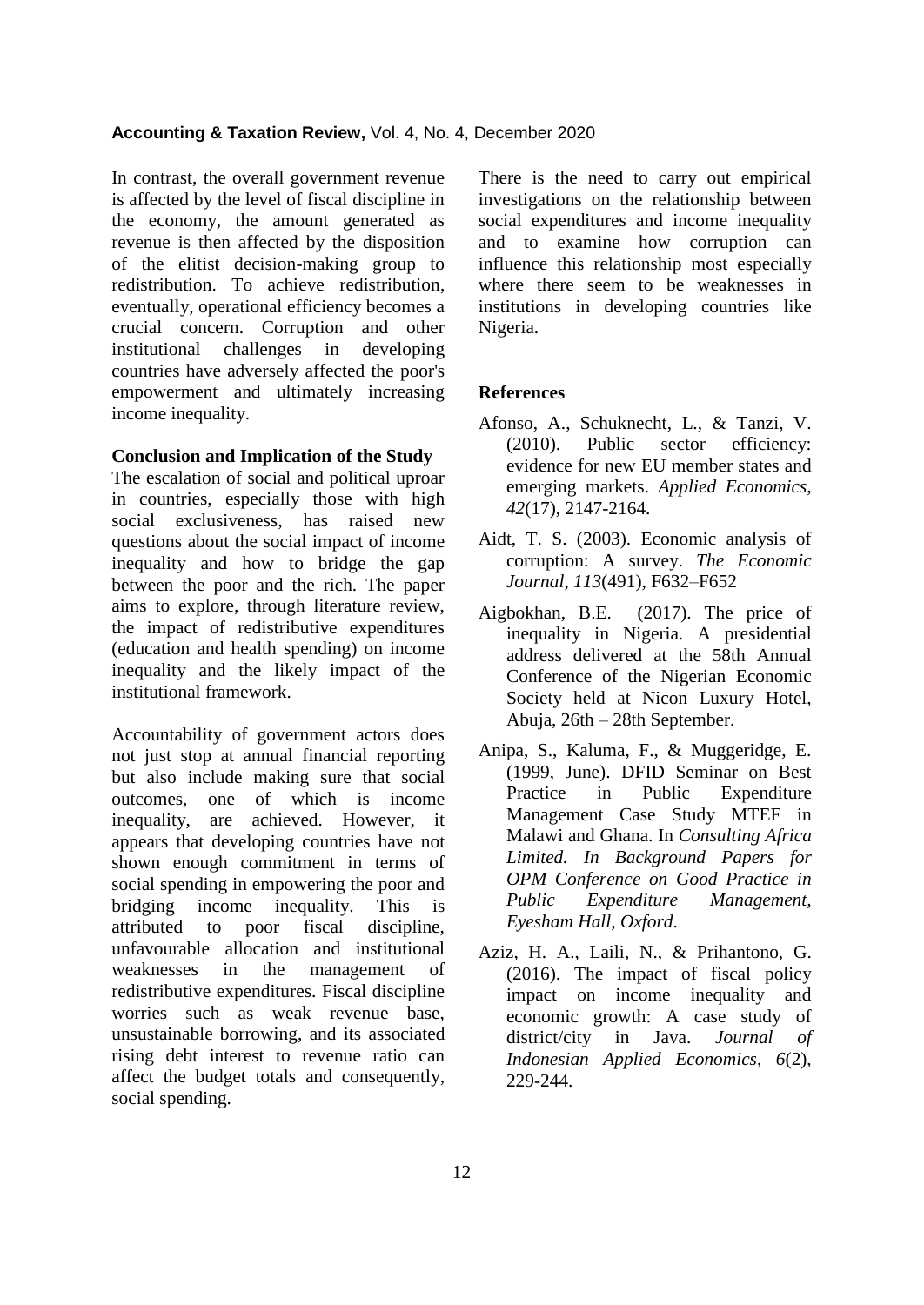In contrast, the overall government revenue is affected by the level of fiscal discipline in the economy, the amount generated as revenue is then affected by the disposition of the elitist decision-making group to redistribution. To achieve redistribution, eventually, operational efficiency becomes a crucial concern. Corruption and other institutional challenges in developing countries have adversely affected the poor's empowerment and ultimately increasing income inequality.

**Conclusion and Implication of the Study**

The escalation of social and political uproar in countries, especially those with high social exclusiveness, has raised new questions about the social impact of income inequality and how to bridge the gap between the poor and the rich. The paper aims to explore, through literature review, the impact of redistributive expenditures (education and health spending) on income inequality and the likely impact of the institutional framework.

Accountability of government actors does not just stop at annual financial reporting but also include making sure that social outcomes, one of which is income inequality, are achieved. However, it appears that developing countries have not shown enough commitment in terms of social spending in empowering the poor and bridging income inequality. This is attributed to poor fiscal discipline, unfavourable allocation and institutional weaknesses in the management of redistributive expenditures. Fiscal discipline worries such as weak revenue base, unsustainable borrowing, and its associated rising debt interest to revenue ratio can affect the budget totals and consequently, social spending.

There is the need to carry out empirical investigations on the relationship between social expenditures and income inequality and to examine how corruption can influence this relationship most especially where there seem to be weaknesses in institutions in developing countries like Nigeria.

**References**

Afonso, A., Schuknecht, L., & Tanzi, V. (2010). Public sector efficiency: evidence for new EU member states and emerging markets. *Applied Economics*, *42*(17), 2147-2164.

Aidt, T. S. (2003). Economic analysis of corruption: A survey. *The Economic Journal*, *113*(491), F632–F652

Aigbokhan, B.E. (2017). The price of inequality in Nigeria. A presidential address delivered at the 58th Annual Conference of the Nigerian Economic Society held at Nicon Luxury Hotel, Abuja, 26th – 28th September.

Anipa, S., Kaluma, F., & Muggeridge, E. (1999, June). DFID Seminar on Best Practice in Public Expenditure Management Case Study MTEF in Malawi and Ghana. In *Consulting Africa Limited. In Background Papers for OPM Conference on Good Practice in Public Expenditure Management, Eyesham Hall, Oxford*.

Aziz, H. A., Laili, N., & Prihantono, G. (2016). The impact of fiscal policy impact on income inequality and economic growth: A case study of district/city in Java. *Journal of Indonesian Applied Economics*, *6*(2), 229-244.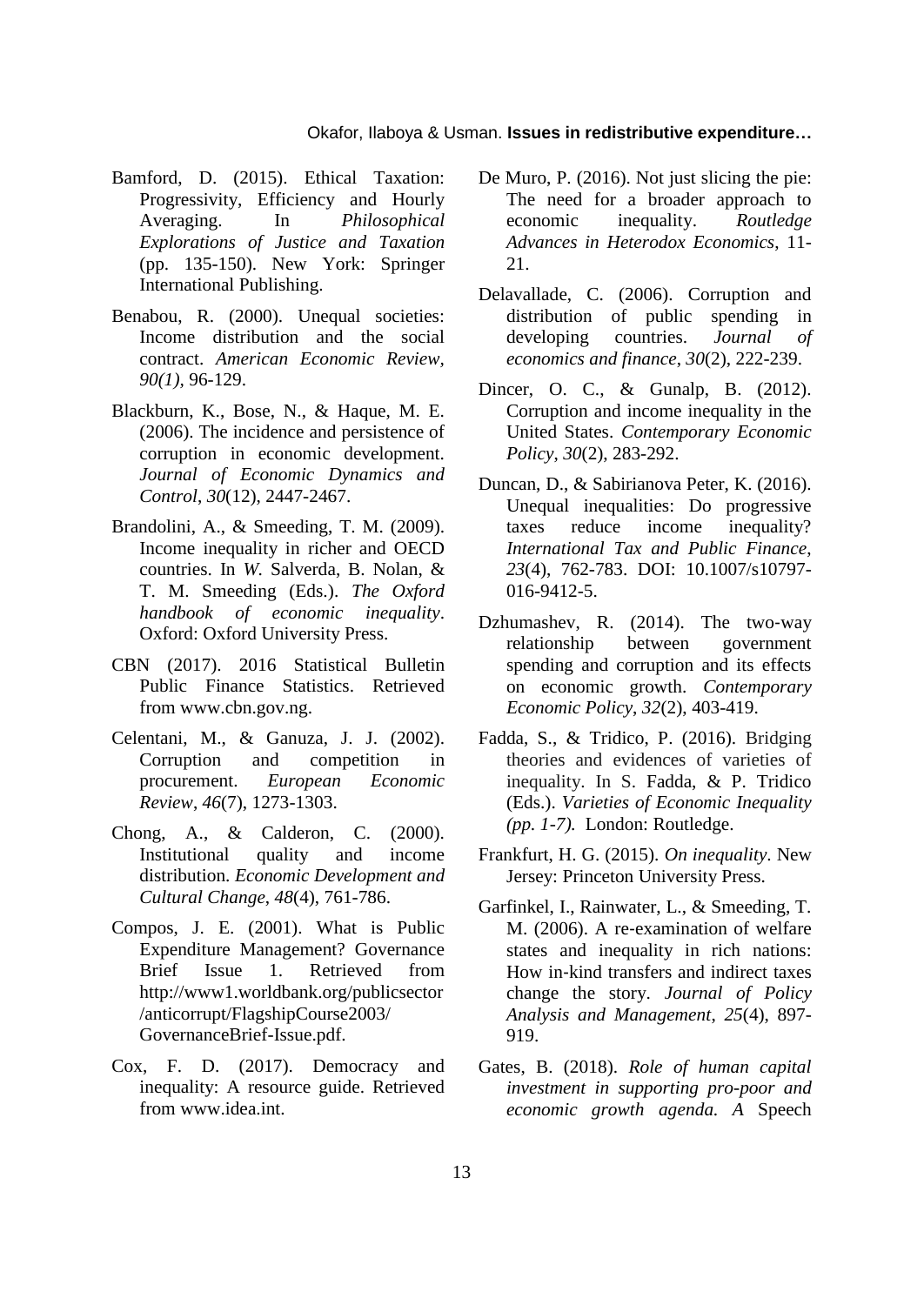Bamford, D. (2015). Ethical Taxation: Progressivity, Efficiency and Hourly Averaging. In *Philosophical Explorations of Justice and Taxation* (pp. 135-150). New York: Springer International Publishing.

Benabou, R. (2000). Unequal societies: Income distribution and the social contract. *American Economic Review, 90(1)*, 96-129.

Blackburn, K., Bose, N., & Haque, M. E. (2006). The incidence and persistence of corruption in economic development. *Journal of Economic Dynamics and Control*, *30*(12), 2447-2467.

Brandolini, A., & Smeeding, T. M. (2009). Income inequality in richer and OECD countries. In *W.* Salverda, B. Nolan, & T. M. Smeeding (Eds.). *The Oxford handbook of economic inequality*. Oxford: Oxford University Press.

CBN (2017). 2016 Statistical Bulletin Public Finance Statistics. Retrieved from www.cbn.gov.ng.

Celentani, M., & Ganuza, J. J. (2002). Corruption and competition in procurement. *European Economic Review*, *46*(7), 1273-1303.

Chong, A., & Calderon, C. (2000). Institutional quality and income distribution. *Economic Development and Cultural Change*, *48*(4), 761-786.

Compos, J. E. (2001). What is Public Expenditure Management? Governance Brief Issue 1. Retrieved from http://www1.worldbank.org/publicsector/anticorrupt/FlagshipCourse2003/GovernanceBrief-Issue.pdf.

Cox, F. D. (2017). Democracy and inequality: A resource guide. Retrieved from www.idea.int.

De Muro, P. (2016). Not just slicing the pie: The need for a broader approach to economic inequality. *Routledge Advances in Heterodox Economics*, 11-21.

Delavallade, C. (2006). Corruption and distribution of public spending in developing countries. *Journal of economics and finance*, *30*(2), 222-239.

Dincer, O. C., & Gunalp, B. (2012). Corruption and income inequality in the United States. *Contemporary Economic Policy*, *30*(2), 283-292.

Duncan, D., & Sabirianova Peter, K. (2016). Unequal inequalities: Do progressive taxes reduce income inequality? *International Tax and Public Finance*, *23*(4), 762-783. DOI: 10.1007/s10797-016-9412-5.

Dzhumashev, R. (2014). The two-way relationship between government spending and corruption and its effects on economic growth. *Contemporary Economic Policy*, *32*(2), 403-419.

Fadda, S., & Tridico, P. (2016). Bridging theories and evidences of varieties of inequality. In S. Fadda, & P. Tridico (Eds.). *Varieties of Economic Inequality (pp. 1-7).* London: Routledge.

Frankfurt, H. G. (2015). *On inequality*. New Jersey: Princeton University Press.

Garfinkel, I., Rainwater, L., & Smeeding, T. M. (2006). A re-examination of welfare states and inequality in rich nations: How in-kind transfers and indirect taxes change the story. *Journal of Policy Analysis and Management*, *25*(4), 897-919.

Gates, B. (2018). *Role of human capital investment in supporting pro-poor and economic growth agenda. A* Speech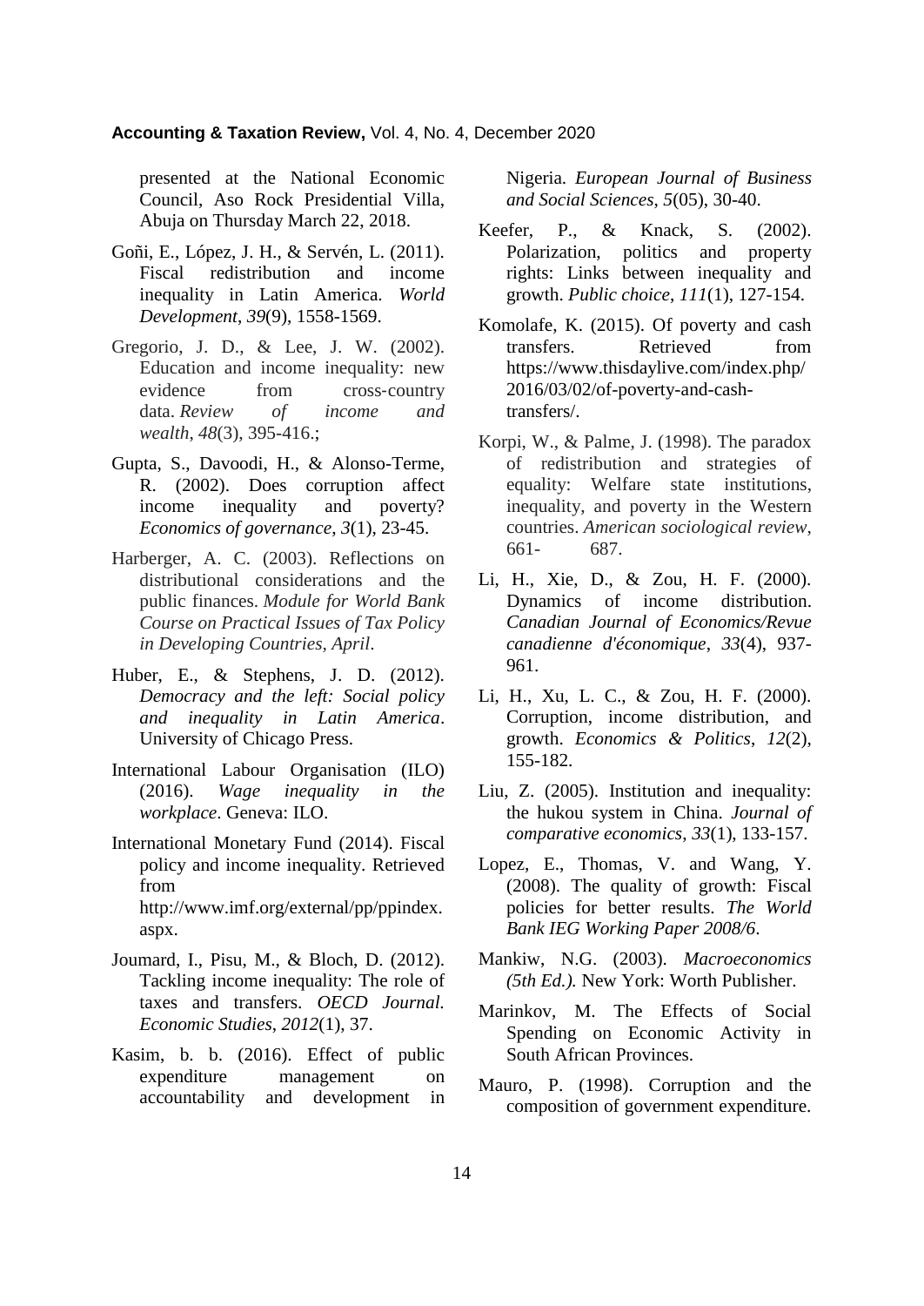presented at the National Economic Council, Aso Rock Presidential Villa, Abuja on Thursday March 22, 2018.

Goñi, E., López, J. H., & Servén, L. (2011). Fiscal redistribution and income inequality in Latin America. *World Development*, *39*(9), 1558-1569.

Gregorio, J. D., & Lee, J. W. (2002). Education and income inequality: new evidence from cross‐country data. *Review of income and wealth*, *48*(3), 395-416.;

Gupta, S., Davoodi, H., & Alonso-Terme, R. (2002). Does corruption affect income inequality and poverty? *Economics of governance*, *3*(1), 23-45.

Harberger, A. C. (2003). Reflections on distributional considerations and the public finances. *Module for World Bank Course on Practical Issues of Tax Policy in Developing Countries, April*.

Huber, E., & Stephens, J. D. (2012). *Democracy and the left: Social policy and inequality in Latin America*. University of Chicago Press.

International Labour Organisation (ILO) (2016). *Wage inequality in the workplace*. Geneva: ILO.

International Monetary Fund (2014). Fiscal policy and income inequality. Retrieved from http://www.imf.org/external/pp/ppindex.aspx.

Joumard, I., Pisu, M., & Bloch, D. (2012). Tackling income inequality: The role of taxes and transfers. *OECD Journal. Economic Studies*, *2012*(1), 37.

Kasim, b. b. (2016). Effect of public expenditure management on accountability and development in Nigeria. *European Journal of Business and Social Sciences*, *5*(05), 30-40.

Keefer, P., & Knack, S. (2002). Polarization, politics and property rights: Links between inequality and growth. *Public choice*, *111*(1), 127-154.

Komolafe, K. (2015). Of poverty and cash transfers. Retrieved from https://www.thisdaylive.com/index.php/2016/03/02/of-poverty-and-cash-transfers/.

Korpi, W., & Palme, J. (1998). The paradox of redistribution and strategies of equality: Welfare state institutions, inequality, and poverty in the Western countries. *American sociological review*, 661- 687.

Li, H., Xie, D., & Zou, H. F. (2000). Dynamics of income distribution. *Canadian Journal of Economics/Revue canadienne d'économique*, *33*(4), 937-961.

Li, H., Xu, L. C., & Zou, H. F. (2000). Corruption, income distribution, and growth. *Economics & Politics*, *12*(2), 155-182.

Liu, Z. (2005). Institution and inequality: the hukou system in China. *Journal of comparative economics*, *33*(1), 133-157.

Lopez, E., Thomas, V. and Wang, Y. (2008). The quality of growth: Fiscal policies for better results. *The World Bank IEG Working Paper 2008/6*.

Mankiw, N.G. (2003). *Macroeconomics (5th Ed.).* New York: Worth Publisher.

Marinkov, M. The Effects of Social Spending on Economic Activity in South African Provinces.

Mauro, P. (1998). Corruption and the composition of government expenditure.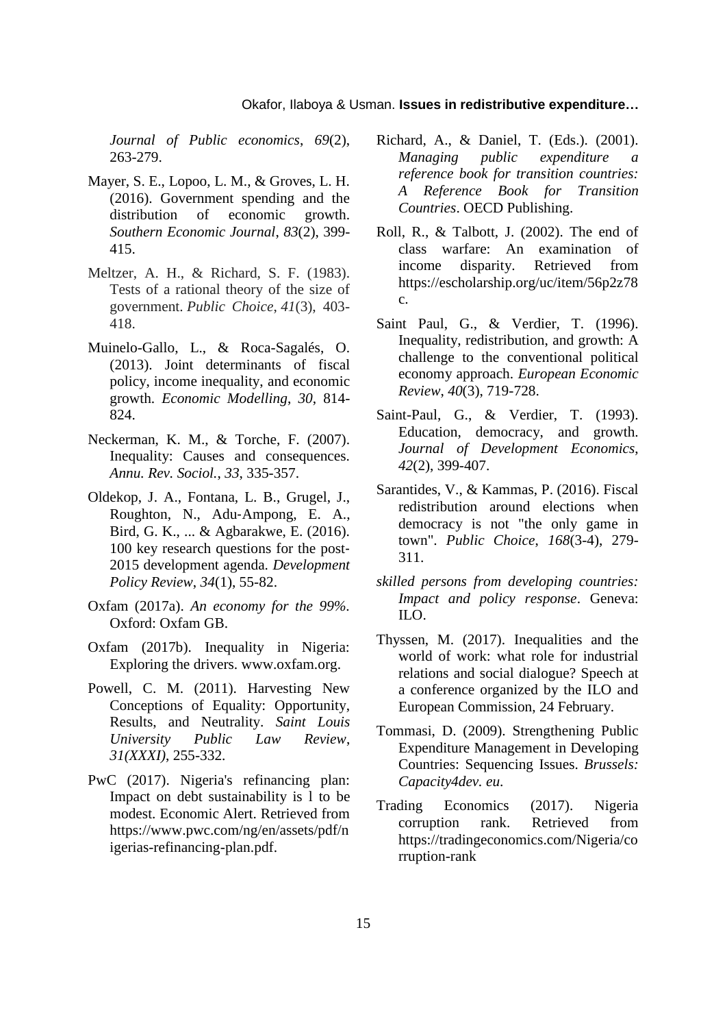*Journal of Public economics*, *69*(2), 263-279.

Mayer, S. E., Lopoo, L. M., & Groves, L. H. (2016). Government spending and the distribution of economic growth. *Southern Economic Journal*, *83*(2), 399-415.

Meltzer, A. H., & Richard, S. F. (1983). Tests of a rational theory of the size of government. *Public Choice*, *41*(3), 403-418.

Muinelo-Gallo, L., & Roca-Sagalés, O. (2013). Joint determinants of fiscal policy, income inequality, and economic growth. *Economic Modelling*, *30*, 814-824.

Neckerman, K. M., & Torche, F. (2007). Inequality: Causes and consequences. *Annu. Rev. Sociol.*, *33*, 335-357.

Oldekop, J. A., Fontana, L. B., Grugel, J., Roughton, N., Adu-Ampong, E. A., Bird, G. K., ... & Agbarakwe, E. (2016). 100 key research questions for the post-2015 development agenda. *Development Policy Review*, *34*(1), 55-82.

Oxfam (2017a). *An economy for the 99%*. Oxford: Oxfam GB.

Oxfam (2017b). Inequality in Nigeria: Exploring the drivers. www.oxfam.org.

Powell, C. M. (2011). Harvesting New Conceptions of Equality: Opportunity, Results, and Neutrality. *Saint Louis University Public Law Review*, *31(XXXI)*, 255-332.

PwC (2017). Nigeria's refinancing plan: Impact on debt sustainability is l to be modest. Economic Alert. Retrieved from https://www.pwc.com/ng/en/assets/pdf/nigerias-refinancing-plan.pdf.

Richard, A., & Daniel, T. (Eds.). (2001). *Managing public expenditure a reference book for transition countries: A Reference Book for Transition Countries*. OECD Publishing.

Roll, R., & Talbott, J. (2002). The end of class warfare: An examination of income disparity. Retrieved from https://escholarship.org/uc/item/56p2z78c.

Saint Paul, G., & Verdier, T. (1996). Inequality, redistribution, and growth: A challenge to the conventional political economy approach. *European Economic Review*, *40*(3), 719-728.

Saint-Paul, G., & Verdier, T. (1993). Education, democracy, and growth. *Journal of Development Economics*, *42*(2), 399-407.

Sarantides, V., & Kammas, P. (2016). Fiscal redistribution around elections when democracy is not "the only game in town". *Public Choice*, *168*(3-4), 279-311.

*skilled persons from developing countries: Impact and policy response*. Geneva: ILO.

Thyssen, M. (2017). Inequalities and the world of work: what role for industrial relations and social dialogue? Speech at a conference organized by the ILO and European Commission, 24 February.

Tommasi, D. (2009). Strengthening Public Expenditure Management in Developing Countries: Sequencing Issues. *Brussels: Capacity4dev. eu.*

Trading Economics (2017). Nigeria corruption rank. Retrieved from https://tradingeconomics.com/Nigeria/corruption-rank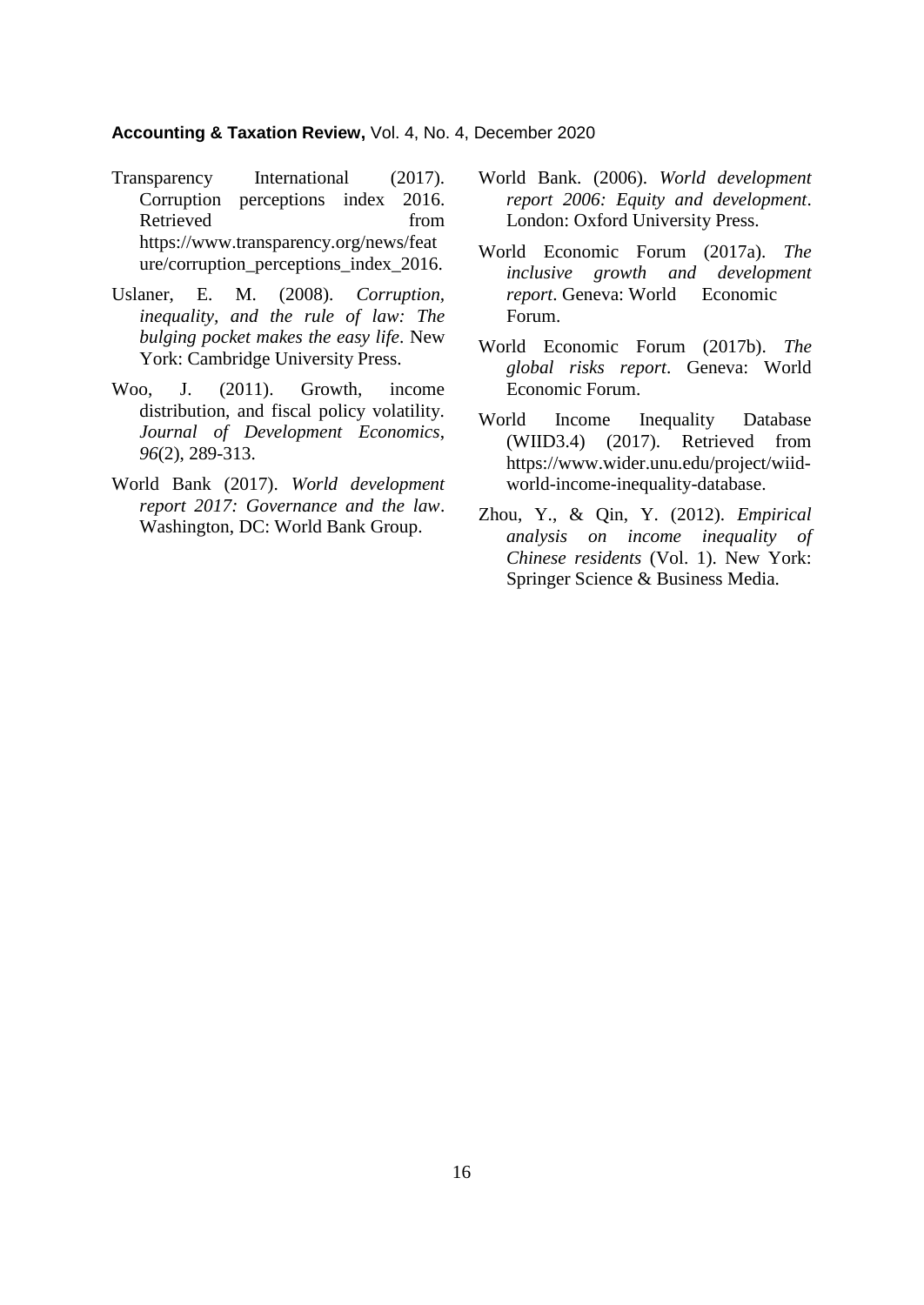Transparency International (2017). Corruption perceptions index 2016. Retrieved from https://www.transparency.org/news/feature/corruption_perceptions_index_2016.

Uslaner, E. M. (2008). *Corruption, inequality, and the rule of law: The bulging pocket makes the easy life*. New York: Cambridge University Press.

Woo, J. (2011). Growth, income distribution, and fiscal policy volatility. *Journal of Development Economics*, *96*(2), 289-313.

World Bank (2017). *World development report 2017: Governance and the law*. Washington, DC: World Bank Group.

World Bank. (2006). *World development report 2006: Equity and development*. London: Oxford University Press.

World Economic Forum (2017a). *The inclusive growth and development report*. Geneva: World Economic Forum.

World Economic Forum (2017b). *The global risks report*. Geneva: World Economic Forum.

World Income Inequality Database (WIID3.4) (2017). Retrieved from https://www.wider.unu.edu/project/wiid-world-income-inequality-database.

Zhou, Y., & Qin, Y. (2012). *Empirical analysis on income inequality of Chinese residents* (Vol. 1). New York: Springer Science & Business Media.